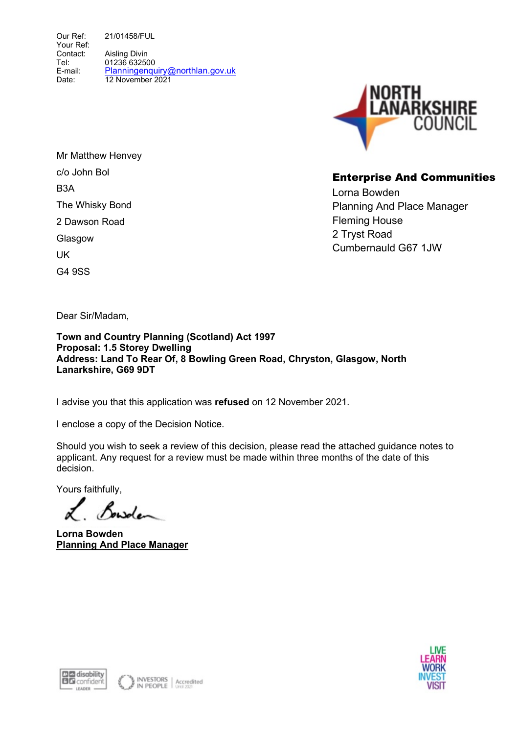Our Ref: 21/01458/FUL
Your Ref:
Contact: Aisling Divin
Tel: 01236 632500
E-mail: Planningenquiry@northlan.gov.uk
Date: 12 November 2021

NORTH LANARKSHIRE COUNCIL

Mr Matthew Henvey
c/o John Bol
B3A
The Whisky Bond
2 Dawson Road
Glasgow
UK
G4 9SS

**Enterprise And Communities**
Lorna Bowden
Planning And Place Manager
Fleming House
2 Tryst Road
Cumbernauld G67 1JW

Dear Sir/Madam,

**Town and Country Planning (Scotland) Act 1997**
**Proposal: 1.5 Storey Dwelling**
**Address: Land To Rear Of, 8 Bowling Green Road, Chryston, Glasgow, North Lanarkshire, G69 9DT**

I advise you that this application was **refused** on 12 November 2021.

I enclose a copy of the Decision Notice.

Should you wish to seek a review of this decision, please read the attached guidance notes to applicant. Any request for a review must be made within three months of the date of this decision.

Yours faithfully,

L. Bowden

**Lorna Bowden**
**Planning And Place Manager**

disability confident LEADER | INVESTORS IN PEOPLE Accredited Until 2021

LIVE LEARN WORK INVEST VISIT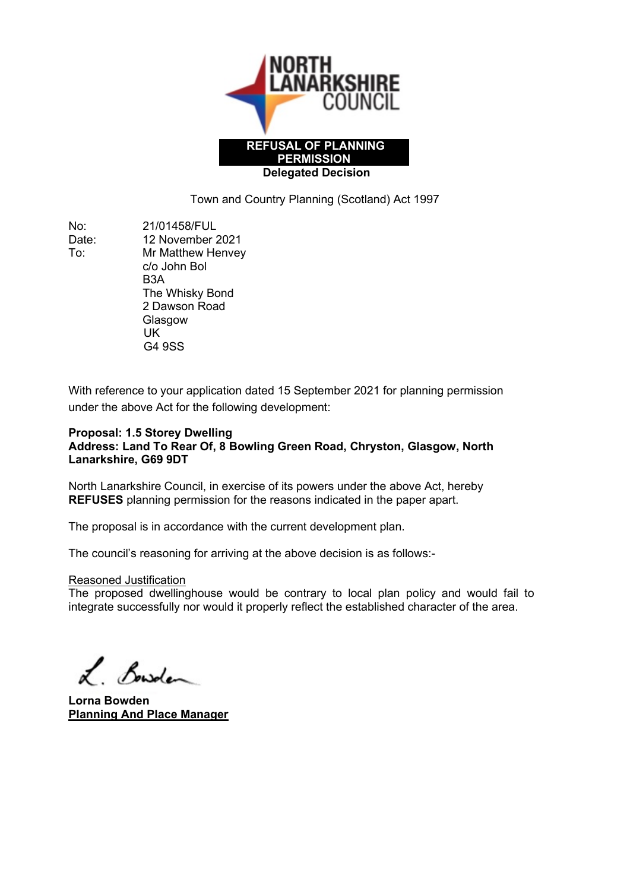**REFUSAL OF PLANNING PERMISSION**

**Delegated Decision**

Town and Country Planning (Scotland) Act 1997

No: 21/01458/FUL
Date: 12 November 2021
To: Mr Matthew Henvey
c/o John Bol
B3A
The Whisky Bond
2 Dawson Road
Glasgow
UK
G4 9SS

With reference to your application dated 15 September 2021 for planning permission under the above Act for the following development:

**Proposal: 1.5 Storey Dwelling**
**Address: Land To Rear Of, 8 Bowling Green Road, Chryston, Glasgow, North Lanarkshire, G69 9DT**

North Lanarkshire Council, in exercise of its powers under the above Act, hereby **REFUSES** planning permission for the reasons indicated in the paper apart.

The proposal is in accordance with the current development plan.

The council's reasoning for arriving at the above decision is as follows:-

Reasoned Justification

The proposed dwellinghouse would be contrary to local plan policy and would fail to integrate successfully nor would it properly reflect the established character of the area.

**Lorna Bowden**
**Planning And Place Manager**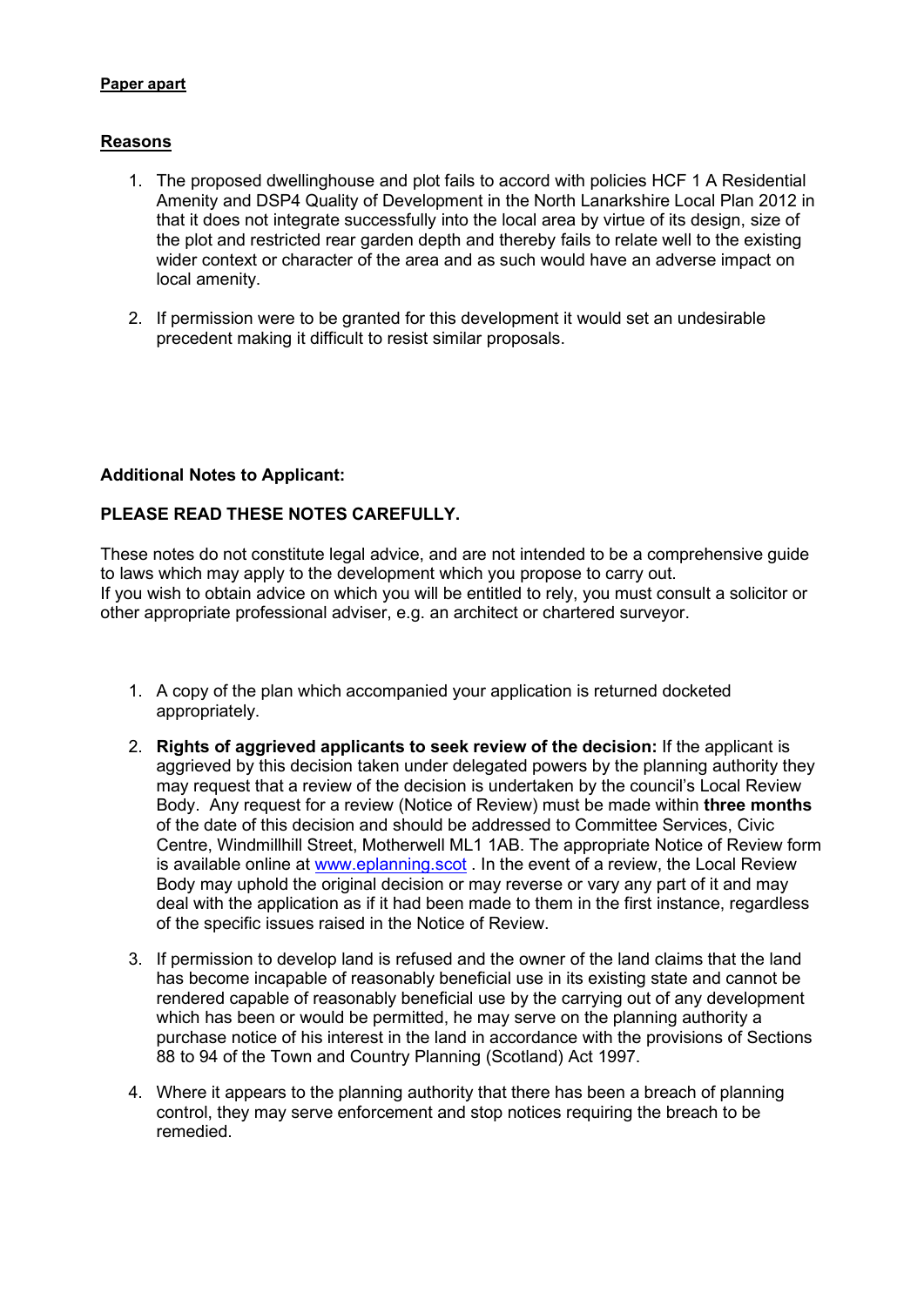**Paper apart**

## Reasons

1. The proposed dwellinghouse and plot fails to accord with policies HCF 1 A Residential Amenity and DSP4 Quality of Development in the North Lanarkshire Local Plan 2012 in that it does not integrate successfully into the local area by virtue of its design, size of the plot and restricted rear garden depth and thereby fails to relate well to the existing wider context or character of the area and as such would have an adverse impact on local amenity.

2. If permission were to be granted for this development it would set an undesirable precedent making it difficult to resist similar proposals.

**Additional Notes to Applicant:**

**PLEASE READ THESE NOTES CAREFULLY.**

These notes do not constitute legal advice, and are not intended to be a comprehensive guide to laws which may apply to the development which you propose to carry out.
If you wish to obtain advice on which you will be entitled to rely, you must consult a solicitor or other appropriate professional adviser, e.g. an architect or chartered surveyor.

1. A copy of the plan which accompanied your application is returned docketed appropriately.

2. **Rights of aggrieved applicants to seek review of the decision:** If the applicant is aggrieved by this decision taken under delegated powers by the planning authority they may request that a review of the decision is undertaken by the council's Local Review Body. Any request for a review (Notice of Review) must be made within **three months** of the date of this decision and should be addressed to Committee Services, Civic Centre, Windmillhill Street, Motherwell ML1 1AB. The appropriate Notice of Review form is available online at [www.eplanning.scot](http://www.eplanning.scot) . In the event of a review, the Local Review Body may uphold the original decision or may reverse or vary any part of it and may deal with the application as if it had been made to them in the first instance, regardless of the specific issues raised in the Notice of Review.

3. If permission to develop land is refused and the owner of the land claims that the land has become incapable of reasonably beneficial use in its existing state and cannot be rendered capable of reasonably beneficial use by the carrying out of any development which has been or would be permitted, he may serve on the planning authority a purchase notice of his interest in the land in accordance with the provisions of Sections 88 to 94 of the Town and Country Planning (Scotland) Act 1997.

4. Where it appears to the planning authority that there has been a breach of planning control, they may serve enforcement and stop notices requiring the breach to be remedied.